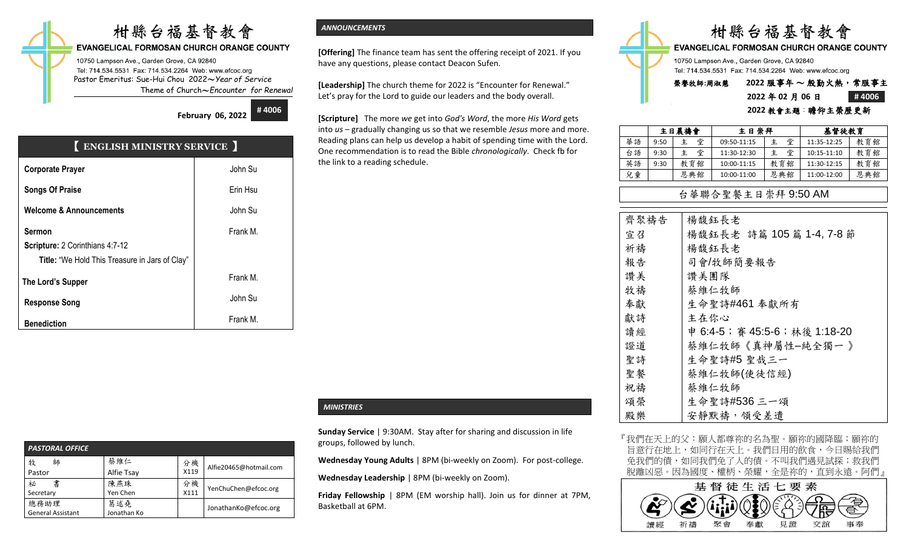# 柑縣台福基督教會

**EVANGELICAL FORMOSAN CHURCH ORANGE COUNTY**

10750 Lampson Ave., Garden Grove, CA 92840

Tel: 714.534.5531 Fax: 714.534.2264 Web: www.efcoc.org

Pastor Emeritus: Sue-Hui Chou 2022～*Year of Service*

Theme of Church～*Encounter for Renewal*

**February 06, 2022** **# 4006**

## 【 ENGLISH MINISTRY SERVICE 】

| | |
|---|---|
| **Corporate Prayer** | John Su |
| **Songs Of Praise** | Erin Hsu |
| **Welcome & Announcements** | John Su |
| **Sermon**<br>**Scripture:** 2 Corinthians 4:7-12<br>**Title:** "We Hold This Treasure in Jars of Clay" | Frank M. |
| **The Lord's Supper** | Frank M. |
| **Response Song** | John Su |
| **Benediction** | Frank M. |

### *PASTORAL OFFICE*

| | | | |
|---|---|---|---|
| 牧 師<br>Pastor | 蔡維仁<br>Alfie Tsay | 分機<br>X119 | Alfie20465@hotmail.com |
| 秘 書<br>Secretary | 陳燕珠<br>Yen Chen | 分機<br>X111 | YenChuChen@efcoc.org |
| 總務助理<br>General Assistant | 葛述堯<br>Jonathan Ko | | JonathanKo@efcoc.org |

### *ANNOUNCEMENTS*

**[Offering]** The finance team has sent the offering receipt of 2021. If you have any questions, please contact Deacon Sufen.

**[Leadership]** The church theme for 2022 is "Encounter for Renewal." Let's pray for the Lord to guide our leaders and the body overall.

**[Scripture]** The more *we* get into *God's Word*, the more *His Word* gets into *us* – gradually changing us so that we resemble *Jesus* more and more. Reading plans can help us develop a habit of spending time with the Lord. One recommendation is to read the Bible *chronologically*. Check fb for the link to a reading schedule.

### *MINISTRIES*

**Sunday Service** | 9:30AM. Stay after for sharing and discussion in life groups, followed by lunch.

**Wednesday Young Adults** | 8PM (bi-weekly on Zoom). For post-college.

**Wednesday Leadership** | 8PM (bi-weekly on Zoom).

**Friday Fellowship** | 8PM (EM worship hall). Join us for dinner at 7PM, Basketball at 6PM.

# 柑縣台福基督教會

**EVANGELICAL FORMOSAN CHURCH ORANGE COUNTY**

10750 Lampson Ave., Garden Grove, CA 92840

Tel: 714.534.5531 Fax: 714.534.2264 Web: www.efcoc.org

**榮譽牧師:周淑慧** **2022 服事年 ～ 殷勤火熱，常服事主**

**2022 年 02 月 06 日** **# 4006**

**2022 教會主題：瞻仰主榮歷更新**

| | 主日晨禱會 | | 主日崇拜 | | 基督徒教育 | |
|---|---|---|---|---|---|---|
| 華語 | 9:50 | 主 堂 | 09:50-11:15 | 主 堂 | 11:35-12:25 | 教育館 |
| 台語 | 9:30 | 主 堂 | 11:30-12:30 | 主 堂 | 10:15-11:10 | 教育館 |
| 英語 | 9:30 | 教育館 | 10:00-11:15 | 教育館 | 11:30-12:15 | 教育館 |
| 兒童 | | 恩典館 | 10:00-11:00 | 恩典館 | 11:00-12:00 | 恩典館 |

**台華聯合聖餐主日崇拜 9:50 AM**

| | |
|---|---|
| 齊聚禱告 | 楊馥鈺長老 |
| 宣召 | 楊馥鈺長老 詩篇 105 篇 1-4, 7-8 節 |
| 祈禱 | 楊馥鈺長老 |
| 報告 | 司會/牧師簡要報告 |
| 讚美 | 讚美團隊 |
| 牧禱 | 蔡維仁牧師 |
| 奉獻 | 生命聖詩#461 奉獻所有 |
| 獻詩 | 主在你心 |
| 讀經 | 申 6:4-5；賽 45:5-6；林後 1:18-20 |
| 證道 | 蔡維仁牧師《真神屬性─純全獨一》 |
| 聖詩 | 生命聖詩#5 聖哉三一 |
| 聖餐 | 蔡維仁牧師(使徒信經) |
| 祝禱 | 蔡維仁牧師 |
| 頌榮 | 生命聖詩#536 三一頌 |
| 殿樂 | 安靜默禱，領受差遣 |

『我們在天上的父：願人都尊祢的名為聖。願祢的國降臨；願祢的旨意行在地上，如同行在天上。我們日用的飲食，今日賜給我們。免我們的債，如同我們免了人的債。不叫我們遇見試探；救我們脫離凶惡。因為國度、權柄、榮耀，全是祢的，直到永遠。阿們』

**基督徒生活七要素**

讀經 祈禱 聚會 奉獻 見證 交誼 事奉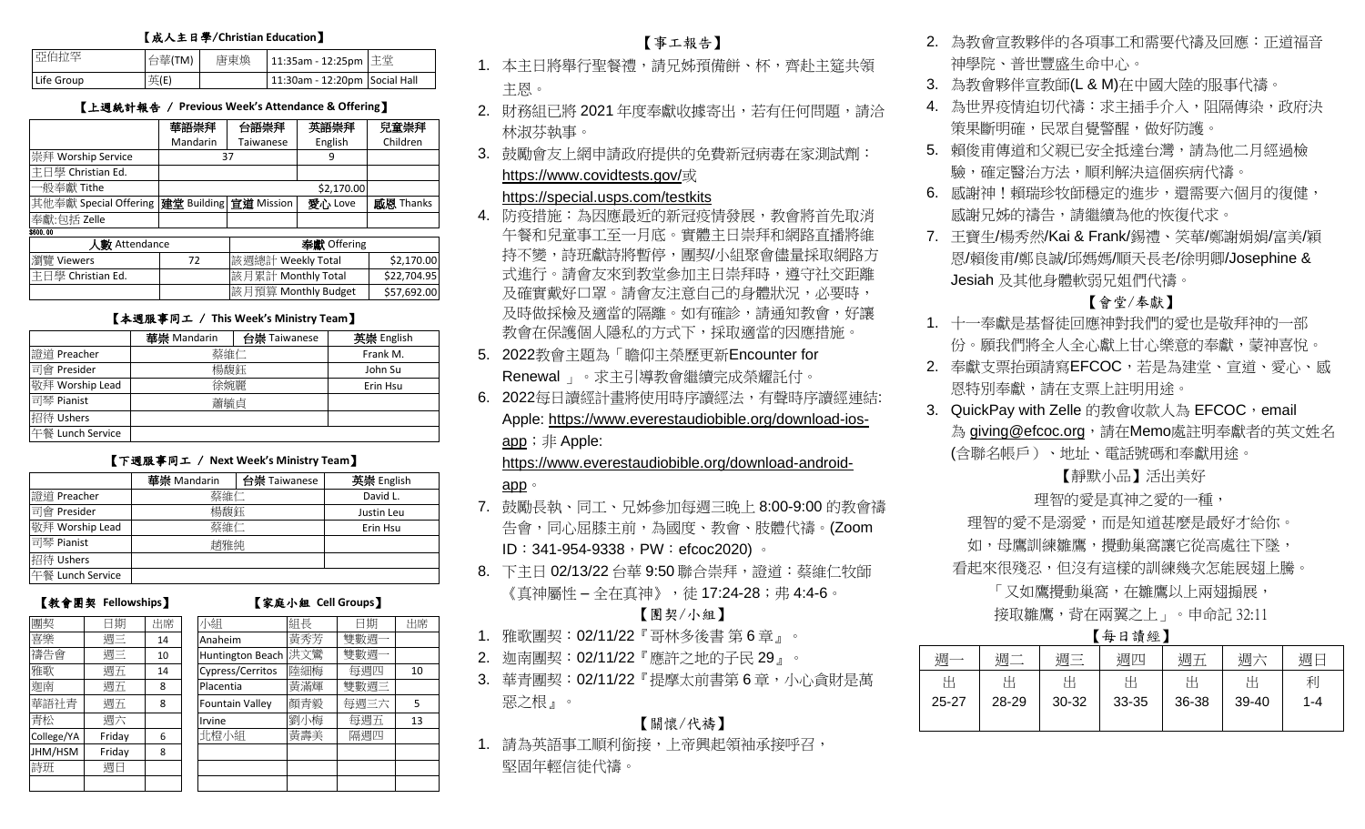【成人主日學/Christian Education】

| | | | | |
|---|---|---|---|---|
| 亞伯拉罕 | 台華(TM) | 唐東煥 | 11:35am - 12:25pm | 主堂 |
| Life Group | 英(E) | | 11:30am - 12:20pm | Social Hall |

【上週統計報告 / Previous Week's Attendance & Offering】

| | 華語崇拜 Mandarin | 台語崇拜 Taiwanese | 英語崇拜 English | 兒童崇拜 Children |
|---|---|---|---|---|
| 崇拜 Worship Service | 37 | | 9 | |
| 主日學 Christian Ed. | | | | |
| 一般奉獻 Tithe | $2,170.00 | | | |
| 其他奉獻 Special Offering | 建堂 Building | 宣道 Mission | 愛心 Love | 感恩 Thanks |
| 奉獻:包括 Zelle $600.00 | | | | |

| 人數 Attendance | | 奉獻 Offering | |
|---|---|---|---|
| 瀏覽 Viewers | 72 | 該週總計 Weekly Total | $2,170.00 |
| 主日學 Christian Ed. | | 該月累計 Monthly Total | $22,704.95 |
| | | 該月預算 Monthly Budget | $57,692.00 |

【本週服事同工 / This Week's Ministry Team】

| | 華崇 Mandarin | 台崇 Taiwanese | 英崇 English |
|---|---|---|---|
| 證道 Preacher | 蔡維仁 | | Frank M. |
| 司會 Presider | 楊馥鈺 | | John Su |
| 敬拜 Worship Lead | 徐婉麗 | | Erin Hsu |
| 司琴 Pianist | 蕭毓貞 | | |
| 招待 Ushers | | | |
| 午餐 Lunch Service | | | |

【下週服事同工 / Next Week's Ministry Team】

| | 華崇 Mandarin | 台崇 Taiwanese | 英崇 English |
|---|---|---|---|
| 證道 Preacher | 蔡維仁 | | David L. |
| 司會 Presider | 楊馥鈺 | | Justin Leu |
| 敬拜 Worship Lead | 蔡維仁 | | Erin Hsu |
| 司琴 Pianist | 趙雅純 | | |
| 招待 Ushers | | | |
| 午餐 Lunch Service | | | |

【教會團契 Fellowships】

| 團契 | 日期 | 出席 |
|---|---|---|
| 喜樂 | 週三 | 14 |
| 禱告會 | 週三 | 10 |
| 雅歌 | 週五 | 14 |
| 迦南 | 週五 | 8 |
| 華語社青 | 週五 | 8 |
| 青松 | 週六 | |
| College/YA | Friday | 6 |
| JHM/HSM | Friday | 8 |
| 詩班 | 週日 | |

【家庭小組 Cell Groups】

| 小組 | 組長 | 日期 | 出席 |
|---|---|---|---|
| Anaheim | 黃秀芳 | 雙數週一 | |
| Huntington Beach | 洪文鶯 | 雙數週一 | |
| Cypress/Cerritos | 陸細梅 | 每週四 | 10 |
| Placentia | 黃滿輝 | 雙數週三 | |
| Fountain Valley | 顏青毅 | 每週三六 | 5 |
| Irvine | 劉小梅 | 每週五 | 13 |
| 北橙小組 | 黃壽美 | 隔週四 | |

【事工報告】

1. 本主日將舉行聖餐禮，請兄姊預備餅、杯，齊赴主筵共領主恩。
2. 財務組已將 2021 年度奉獻收據寄出，若有任何問題，請洽林淑芬執事。
3. 鼓勵會友上網申請政府提供的免費新冠病毒在家測試劑：https://www.covidtests.gov/或 https://special.usps.com/testkits
4. 防疫措施：為因應最近的新冠疫情發展，教會將首先取消午餐和兒童事工至一月底。實體主日崇拜和網路直播將維持不變，詩班獻詩將暫停，團契/小組聚會儘量採取網路方式進行。請會友來到教堂參加主日崇拜時，遵守社交距離及確實戴好口罩。請會友注意自己的身體狀況，必要時，及時做採檢及適當的隔離。如有確診，請通知教會，好讓教會在保護個人隱私的方式下，採取適當的因應措施。
5. 2022教會主題為「瞻仰主榮歷更新Encounter for Renewal 」。求主引導教會繼續完成榮耀託付。
6. 2022每日讀經計畫將使用時序讀經法，有聲時序讀經連結: Apple: https://www.everestaudiobible.org/download-ios-app；非 Apple: https://www.everestaudiobible.org/download-android-app。
7. 鼓勵長執、同工、兄姊參加每週三晚上 8:00-9:00 的教會禱告會，同心屈膝主前，為國度、教會、肢體代禱。(Zoom ID：341-954-9338，PW：efcoc2020) 。
8. 下主日 02/13/22 台華 9:50 聯合崇拜，證道：蔡維仁牧師《真神屬性 – 全在真神》，徒 17:24-28；弗 4:4-6。

【團契/小組】

1. 雅歌團契：02/11/22『哥林多後書 第 6 章』。
2. 迦南團契：02/11/22『應許之地的子民 29』。
3. 華青團契：02/11/22『提摩太前書第 6 章，小心貪財是萬惡之根』。

【關懷/代禱】

1. 請為英語事工順利銜接，上帝興起領袖承接呼召，堅固年輕信徒代禱。
2. 為教會宣教夥伴的各項事工和需要代禱及回應：正道福音神學院、普世豐盛生命中心。
3. 為教會夥伴宣教師(L & M)在中國大陸的服事代禱。
4. 為世界疫情迫切代禱：求主插手介入，阻隔傳染，政府決策果斷明確，民眾自覺警醒，做好防護。
5. 賴俊甫傳道和父親已安全抵達台灣，請為他二月經過檢驗，確定醫治方法，順利解決這個疾病代禱。
6. 感謝神！賴瑞珍牧師穩定的進步，還需要六個月的復健，感謝兄姊的禱告，請繼續為他的恢復代求。
7. 王寶生/楊秀然/Kai & Frank/錫禮、笑華/鄭謝娟娟/富美/穎恩/賴俊甫/鄭良誠/邱媽媽/順天長老/徐明卿/Josephine & Jesiah 及其他身體軟弱兄姐們代禱。

【會堂/奉獻】

1. 十一奉獻是基督徒回應神對我們的愛也是敬拜神的一部份。願我們將全人全心獻上甘心樂意的奉獻，蒙神喜悅。
2. 奉獻支票抬頭請寫EFCOC，若是為建堂、宣道、愛心、感恩特別奉獻，請在支票上註明用途。
3. QuickPay with Zelle 的教會收款人為 EFCOC，email 為 giving@efcoc.org，請在Memo處註明奉獻者的英文姓名(含聯名帳戶）、地址、電話號碼和奉獻用途。

【靜默小品】活出美好

理智的愛是真神之愛的一種，

理智的愛不是溺愛，而是知道甚麼是最好才給你。

如，母鷹訓練雛鷹，攪動巢窩讓它從高處往下墜，

看起來很殘忍，但沒有這樣的訓練幾次怎能展翅上騰。

「又如鷹攪動巢窩，在雛鷹以上兩翅搧展，

接取雛鷹，背在兩翼之上」。申命記 32:11

【每日讀經】

| 週一 | 週二 | 週三 | 週四 | 週五 | 週六 | 週日 |
|---|---|---|---|---|---|---|
| 出 25-27 | 出 28-29 | 出 30-32 | 出 33-35 | 出 36-38 | 出 39-40 | 利 1-4 |